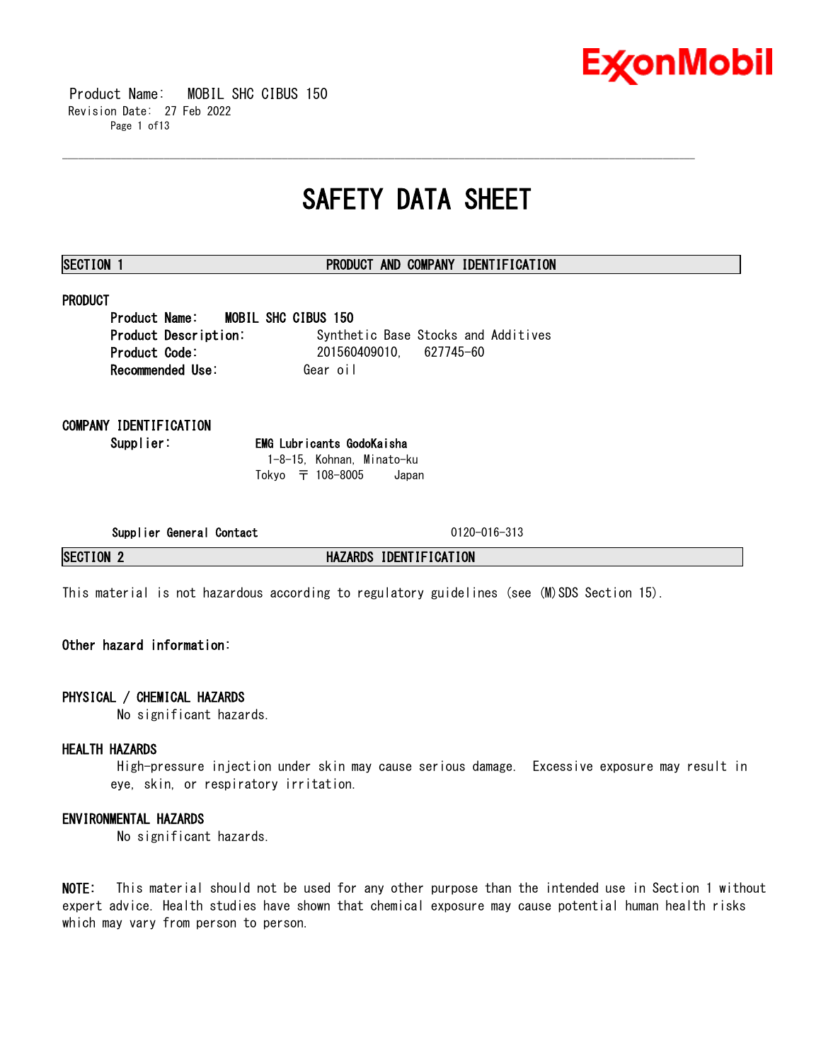# SAFETY DATA SHEET

## SECTION 1 PRODUCT AND COMPANY IDENTIFICATION

### PRODUCT

**Product Name:** MOBIL SHC CIBUS 150
**Product Description:** Synthetic Base Stocks and Additives
**Product Code:** 201560409010, 627745-60
**Recommended Use:** Gear oil

### COMPANY IDENTIFICATION

**Supplier:** **EMG Lubricants GodoKaisha**
1-8-15, Kohnan, Minato-ku
Tokyo 〒 108-8005 Japan

**Supplier General Contact** 0120-016-313

## SECTION 2 HAZARDS IDENTIFICATION

This material is not hazardous according to regulatory guidelines (see (M)SDS Section 15).

**Other hazard information:**

### PHYSICAL / CHEMICAL HAZARDS

No significant hazards.

### HEALTH HAZARDS

High-pressure injection under skin may cause serious damage. Excessive exposure may result in eye, skin, or respiratory irritation.

### ENVIRONMENTAL HAZARDS

No significant hazards.

**NOTE:** This material should not be used for any other purpose than the intended use in Section 1 without expert advice. Health studies have shown that chemical exposure may cause potential human health risks which may vary from person to person.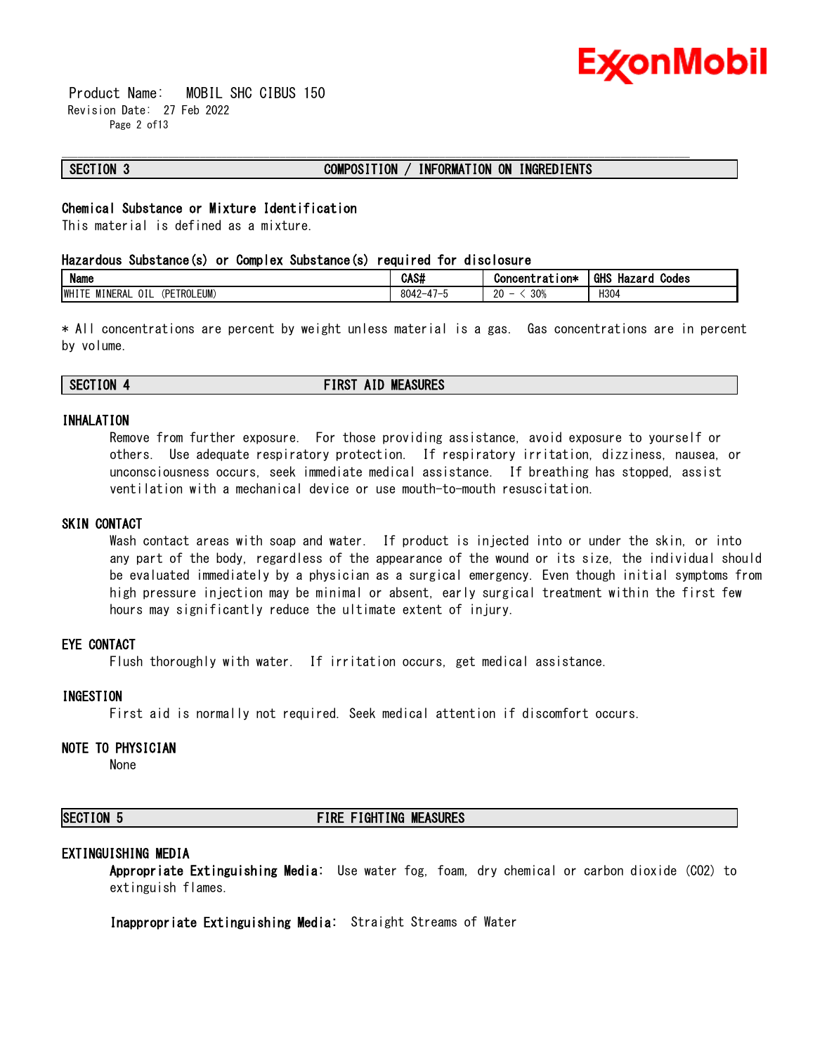## SECTION 3 COMPOSITION / INFORMATION ON INGREDIENTS

### Chemical Substance or Mixture Identification

This material is defined as a mixture.

### Hazardous Substance(s) or Complex Substance(s) required for disclosure

| Name | CAS# | Concentration* | GHS Hazard Codes |
|---|---|---|---|
| WHITE MINERAL OIL (PETROLEUM) | 8042-47-5 | 20 - < 30% | H304 |

* All concentrations are percent by weight unless material is a gas. Gas concentrations are in percent by volume.

## SECTION 4 FIRST AID MEASURES

### INHALATION

Remove from further exposure. For those providing assistance, avoid exposure to yourself or others. Use adequate respiratory protection. If respiratory irritation, dizziness, nausea, or unconsciousness occurs, seek immediate medical assistance. If breathing has stopped, assist ventilation with a mechanical device or use mouth-to-mouth resuscitation.

### SKIN CONTACT

Wash contact areas with soap and water. If product is injected into or under the skin, or into any part of the body, regardless of the appearance of the wound or its size, the individual should be evaluated immediately by a physician as a surgical emergency. Even though initial symptoms from high pressure injection may be minimal or absent, early surgical treatment within the first few hours may significantly reduce the ultimate extent of injury.

### EYE CONTACT

Flush thoroughly with water. If irritation occurs, get medical assistance.

### INGESTION

First aid is normally not required. Seek medical attention if discomfort occurs.

### NOTE TO PHYSICIAN

None

## SECTION 5 FIRE FIGHTING MEASURES

### EXTINGUISHING MEDIA

**Appropriate Extinguishing Media:** Use water fog, foam, dry chemical or carbon dioxide ($CO_2$) to extinguish flames.

**Inappropriate Extinguishing Media:** Straight Streams of Water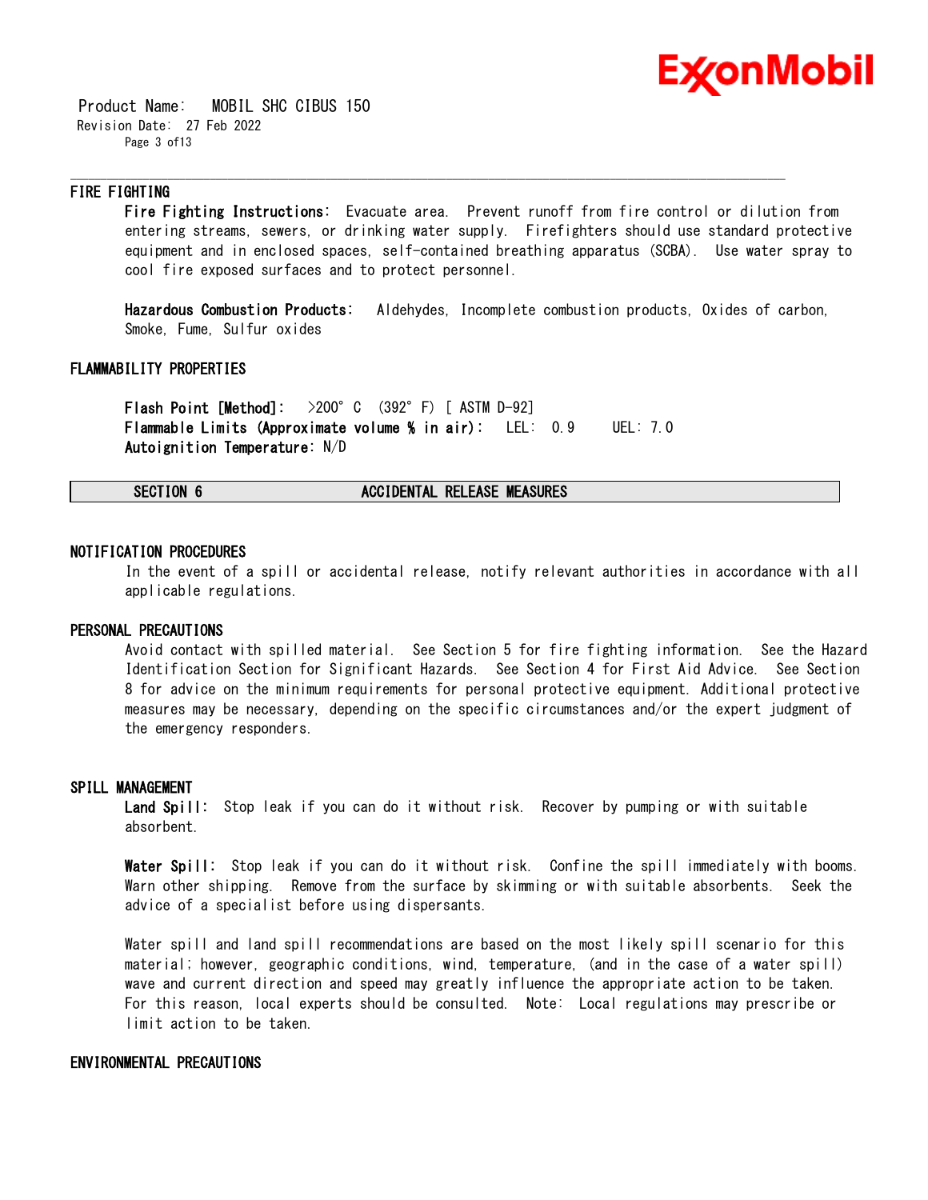### FIRE FIGHTING

**Fire Fighting Instructions:** Evacuate area. Prevent runoff from fire control or dilution from entering streams, sewers, or drinking water supply. Firefighters should use standard protective equipment and in enclosed spaces, self-contained breathing apparatus (SCBA). Use water spray to cool fire exposed surfaces and to protect personnel.

**Hazardous Combustion Products:** Aldehydes, Incomplete combustion products, Oxides of carbon, Smoke, Fume, Sulfur oxides

### FLAMMABILITY PROPERTIES

**Flash Point [Method]:** >200° C (392° F) [ ASTM D-92]
**Flammable Limits (Approximate volume % in air):** LEL: 0.9 UEL: 7.0
**Autoignition Temperature:** N/D

## SECTION 6 ACCIDENTAL RELEASE MEASURES

### NOTIFICATION PROCEDURES

In the event of a spill or accidental release, notify relevant authorities in accordance with all applicable regulations.

### PERSONAL PRECAUTIONS

Avoid contact with spilled material. See Section 5 for fire fighting information. See the Hazard Identification Section for Significant Hazards. See Section 4 for First Aid Advice. See Section 8 for advice on the minimum requirements for personal protective equipment. Additional protective measures may be necessary, depending on the specific circumstances and/or the expert judgment of the emergency responders.

### SPILL MANAGEMENT

**Land Spill:** Stop leak if you can do it without risk. Recover by pumping or with suitable absorbent.

**Water Spill:** Stop leak if you can do it without risk. Confine the spill immediately with booms. Warn other shipping. Remove from the surface by skimming or with suitable absorbents. Seek the advice of a specialist before using dispersants.

Water spill and land spill recommendations are based on the most likely spill scenario for this material; however, geographic conditions, wind, temperature, (and in the case of a water spill) wave and current direction and speed may greatly influence the appropriate action to be taken. For this reason, local experts should be consulted. Note: Local regulations may prescribe or limit action to be taken.

### ENVIRONMENTAL PRECAUTIONS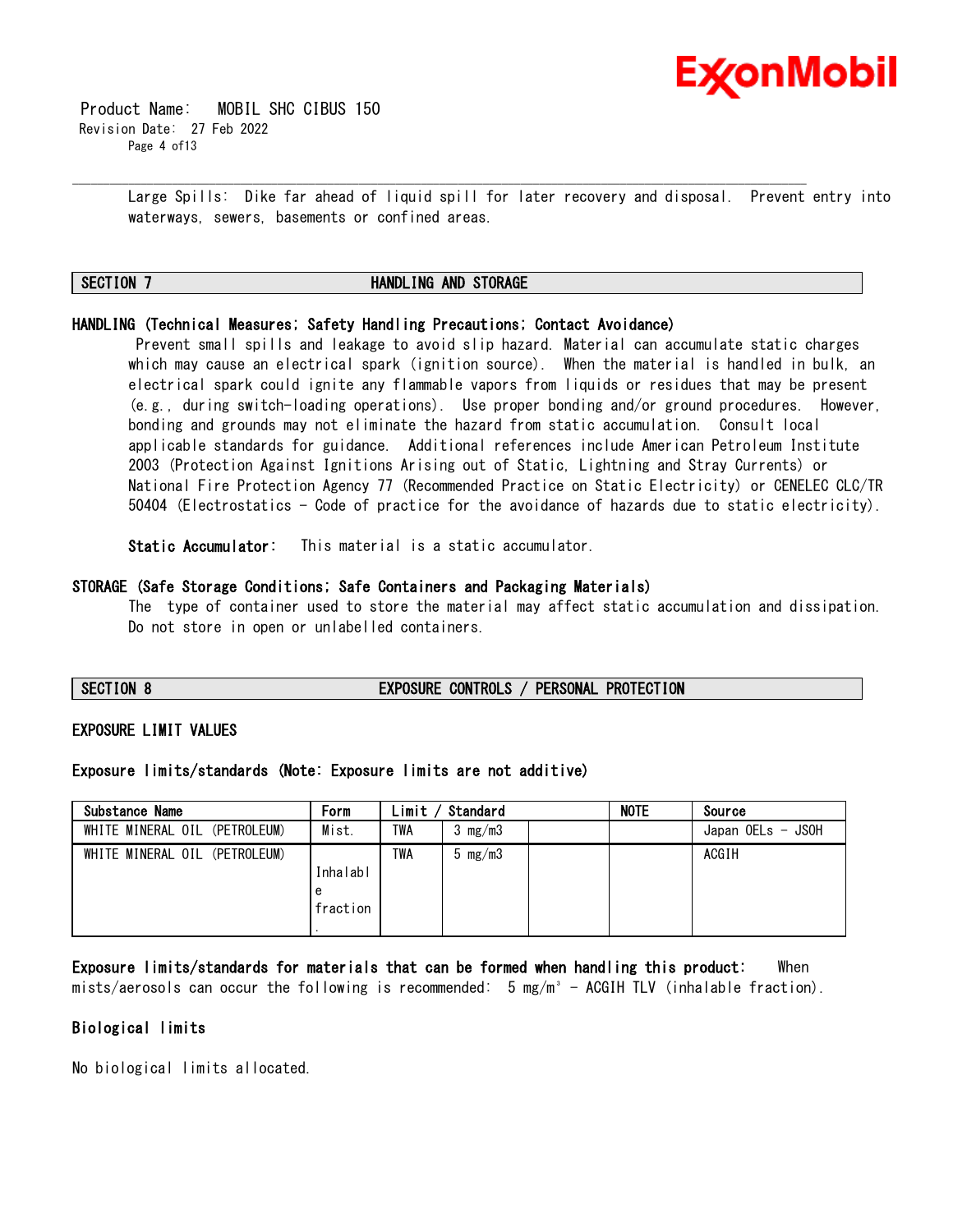Large Spills: Dike far ahead of liquid spill for later recovery and disposal. Prevent entry into waterways, sewers, basements or confined areas.

## SECTION 7 HANDLING AND STORAGE

**HANDLING (Technical Measures; Safety Handling Precautions; Contact Avoidance)**

Prevent small spills and leakage to avoid slip hazard. Material can accumulate static charges which may cause an electrical spark (ignition source). When the material is handled in bulk, an electrical spark could ignite any flammable vapors from liquids or residues that may be present (e.g., during switch-loading operations). Use proper bonding and/or ground procedures. However, bonding and grounds may not eliminate the hazard from static accumulation. Consult local applicable standards for guidance. Additional references include American Petroleum Institute 2003 (Protection Against Ignitions Arising out of Static, Lightning and Stray Currents) or National Fire Protection Agency 77 (Recommended Practice on Static Electricity) or CENELEC CLC/TR 50404 (Electrostatics - Code of practice for the avoidance of hazards due to static electricity).

**Static Accumulator:** This material is a static accumulator.

**STORAGE (Safe Storage Conditions; Safe Containers and Packaging Materials)**

The type of container used to store the material may affect static accumulation and dissipation. Do not store in open or unlabelled containers.

## SECTION 8 EXPOSURE CONTROLS / PERSONAL PROTECTION

**EXPOSURE LIMIT VALUES**

**Exposure limits/standards (Note: Exposure limits are not additive)**

| Substance Name | Form | Limit / Standard | | | NOTE | Source |
|---|---|---|---|---|---|---|
| WHITE MINERAL OIL (PETROLEUM) | Mist. | TWA | 3 mg/m3 | | | Japan OELs - JSOH |
| WHITE MINERAL OIL (PETROLEUM) | Inhalable fraction. | TWA | 5 mg/m3 | | | ACGIH |

**Exposure limits/standards for materials that can be formed when handling this product:** When mists/aerosols can occur the following is recommended: 5 mg/m³ - ACGIH TLV (inhalable fraction).

**Biological limits**

No biological limits allocated.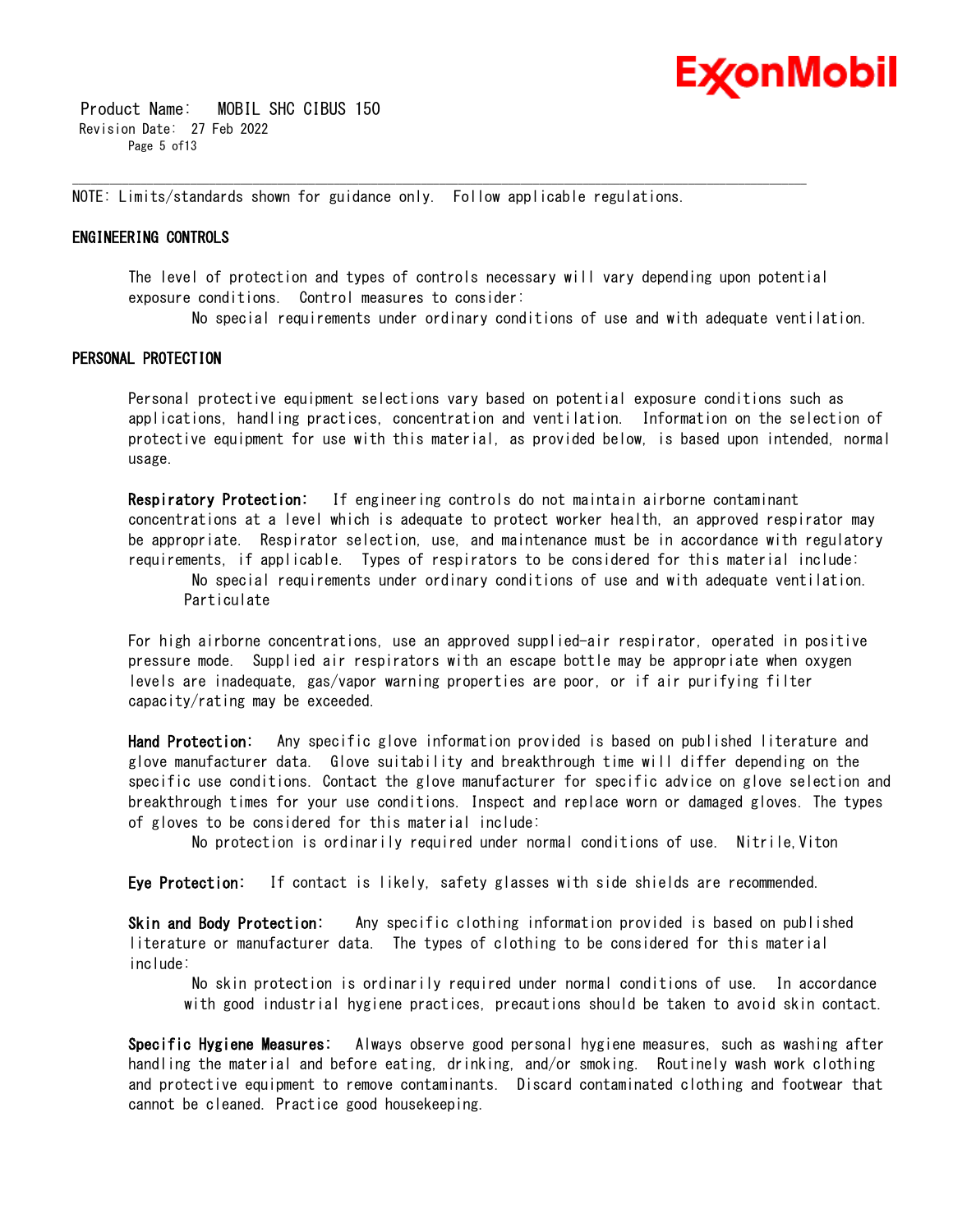NOTE: Limits/standards shown for guidance only. Follow applicable regulations.

## ENGINEERING CONTROLS

The level of protection and types of controls necessary will vary depending upon potential exposure conditions. Control measures to consider:

No special requirements under ordinary conditions of use and with adequate ventilation.

## PERSONAL PROTECTION

Personal protective equipment selections vary based on potential exposure conditions such as applications, handling practices, concentration and ventilation. Information on the selection of protective equipment for use with this material, as provided below, is based upon intended, normal usage.

**Respiratory Protection:** If engineering controls do not maintain airborne contaminant concentrations at a level which is adequate to protect worker health, an approved respirator may be appropriate. Respirator selection, use, and maintenance must be in accordance with regulatory requirements, if applicable. Types of respirators to be considered for this material include:

No special requirements under ordinary conditions of use and with adequate ventilation.
Particulate

For high airborne concentrations, use an approved supplied-air respirator, operated in positive pressure mode. Supplied air respirators with an escape bottle may be appropriate when oxygen levels are inadequate, gas/vapor warning properties are poor, or if air purifying filter capacity/rating may be exceeded.

**Hand Protection:** Any specific glove information provided is based on published literature and glove manufacturer data. Glove suitability and breakthrough time will differ depending on the specific use conditions. Contact the glove manufacturer for specific advice on glove selection and breakthrough times for your use conditions. Inspect and replace worn or damaged gloves. The types of gloves to be considered for this material include:

No protection is ordinarily required under normal conditions of use. Nitrile,Viton

**Eye Protection:** If contact is likely, safety glasses with side shields are recommended.

**Skin and Body Protection:** Any specific clothing information provided is based on published literature or manufacturer data. The types of clothing to be considered for this material include:

No skin protection is ordinarily required under normal conditions of use. In accordance with good industrial hygiene practices, precautions should be taken to avoid skin contact.

**Specific Hygiene Measures:** Always observe good personal hygiene measures, such as washing after handling the material and before eating, drinking, and/or smoking. Routinely wash work clothing and protective equipment to remove contaminants. Discard contaminated clothing and footwear that cannot be cleaned. Practice good housekeeping.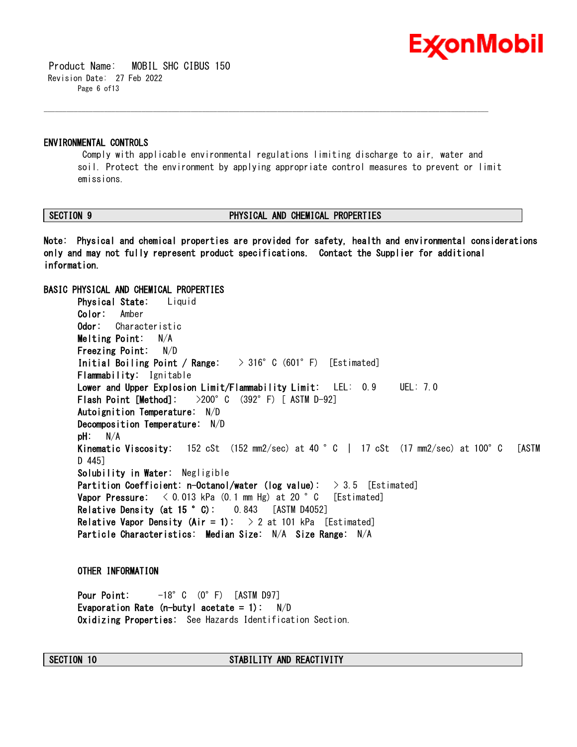### ENVIRONMENTAL CONTROLS

Comply with applicable environmental regulations limiting discharge to air, water and soil. Protect the environment by applying appropriate control measures to prevent or limit emissions.

## SECTION 9 PHYSICAL AND CHEMICAL PROPERTIES

**Note: Physical and chemical properties are provided for safety, health and environmental considerations only and may not fully represent product specifications. Contact the Supplier for additional information.**

### BASIC PHYSICAL AND CHEMICAL PROPERTIES

**Physical State:** Liquid
**Color:** Amber
**Odor:** Characteristic
**Melting Point:** N/A
**Freezing Point:** N/D
**Initial Boiling Point / Range:** > 316° C (601° F) [Estimated]
**Flammability:** Ignitable
**Lower and Upper Explosion Limit/Flammability Limit:** LEL: 0.9 UEL: 7.0
**Flash Point [Method]:** >200° C (392° F) [ ASTM D-92]
**Autoignition Temperature:** N/D
**Decomposition Temperature:** N/D
**pH:** N/A
**Kinematic Viscosity:** 152 cSt (152 mm2/sec) at 40 ° C | 17 cSt (17 mm2/sec) at 100° C [ASTM D 445]
**Solubility in Water:** Negligible
**Partition Coefficient: n-Octanol/water (log value):** > 3.5 [Estimated]
**Vapor Pressure:** < 0.013 kPa (0.1 mm Hg) at 20 ° C [Estimated]
**Relative Density (at 15 ° C):** 0.843 [ASTM D4052]
**Relative Vapor Density (Air = 1):** > 2 at 101 kPa [Estimated]
**Particle Characteristics: Median Size:** N/A **Size Range:** N/A

### OTHER INFORMATION

**Pour Point:** -18° C (0° F) [ASTM D97]
**Evaporation Rate (n-butyl acetate = 1):** N/D
**Oxidizing Properties:** See Hazards Identification Section.

## SECTION 10 STABILITY AND REACTIVITY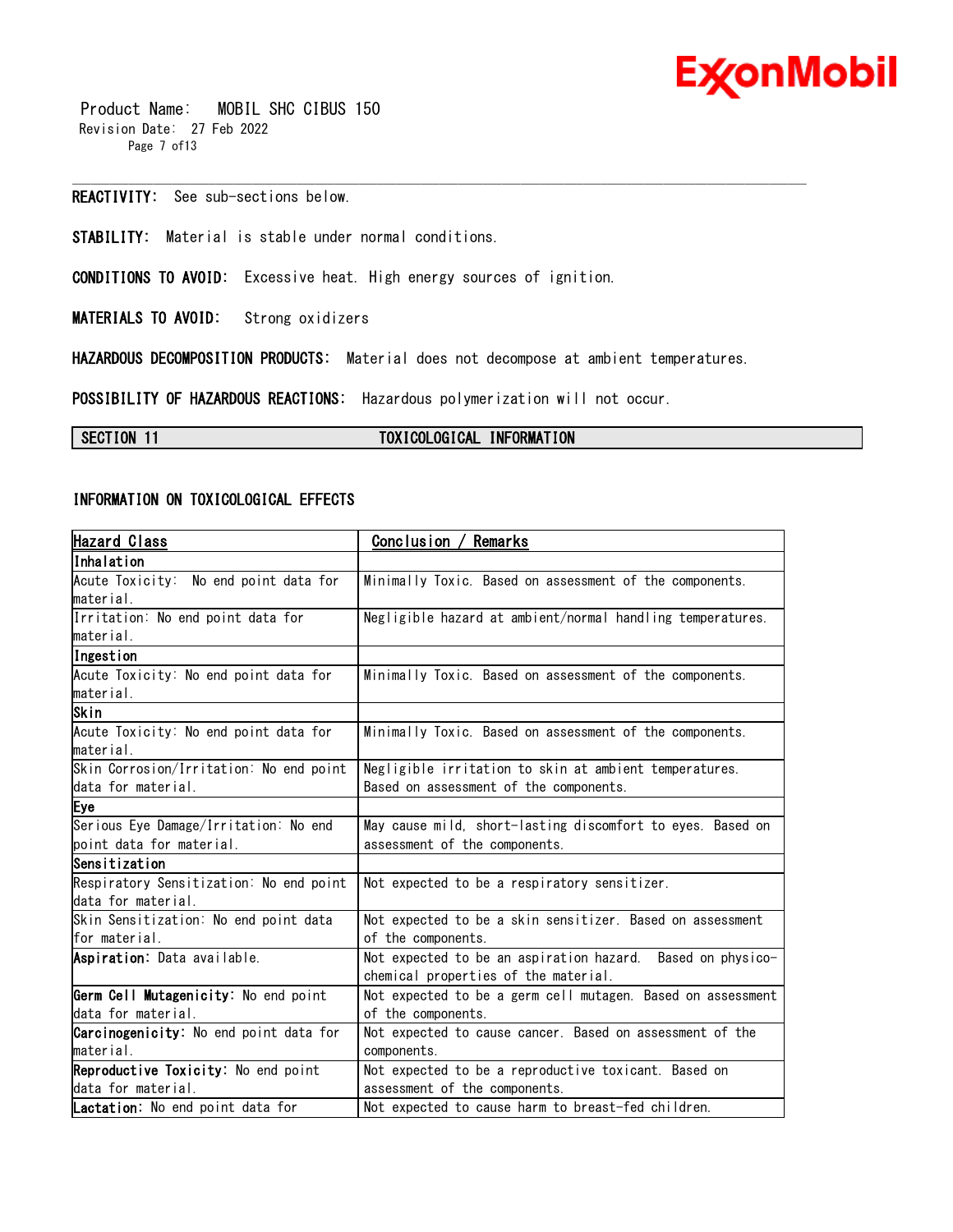**REACTIVITY:** See sub-sections below.

**STABILITY:** Material is stable under normal conditions.

**CONDITIONS TO AVOID:** Excessive heat. High energy sources of ignition.

**MATERIALS TO AVOID:** Strong oxidizers

**HAZARDOUS DECOMPOSITION PRODUCTS:** Material does not decompose at ambient temperatures.

**POSSIBILITY OF HAZARDOUS REACTIONS:** Hazardous polymerization will not occur.

## SECTION 11 TOXICOLOGICAL INFORMATION

### INFORMATION ON TOXICOLOGICAL EFFECTS

| Hazard Class | Conclusion / Remarks |
|---|---|
| **Inhalation** | |
| Acute Toxicity: No end point data for material. | Minimally Toxic. Based on assessment of the components. |
| Irritation: No end point data for material. | Negligible hazard at ambient/normal handling temperatures. |
| **Ingestion** | |
| Acute Toxicity: No end point data for material. | Minimally Toxic. Based on assessment of the components. |
| **Skin** | |
| Acute Toxicity: No end point data for material. | Minimally Toxic. Based on assessment of the components. |
| Skin Corrosion/Irritation: No end point data for material. | Negligible irritation to skin at ambient temperatures. Based on assessment of the components. |
| **Eye** | |
| Serious Eye Damage/Irritation: No end point data for material. | May cause mild, short-lasting discomfort to eyes. Based on assessment of the components. |
| **Sensitization** | |
| Respiratory Sensitization: No end point data for material. | Not expected to be a respiratory sensitizer. |
| Skin Sensitization: No end point data for material. | Not expected to be a skin sensitizer. Based on assessment of the components. |
| **Aspiration:** Data available. | Not expected to be an aspiration hazard. Based on physico-chemical properties of the material. |
| **Germ Cell Mutagenicity:** No end point data for material. | Not expected to be a germ cell mutagen. Based on assessment of the components. |
| **Carcinogenicity:** No end point data for material. | Not expected to cause cancer. Based on assessment of the components. |
| **Reproductive Toxicity:** No end point data for material. | Not expected to be a reproductive toxicant. Based on assessment of the components. |
| **Lactation:** No end point data for | Not expected to cause harm to breast-fed children. |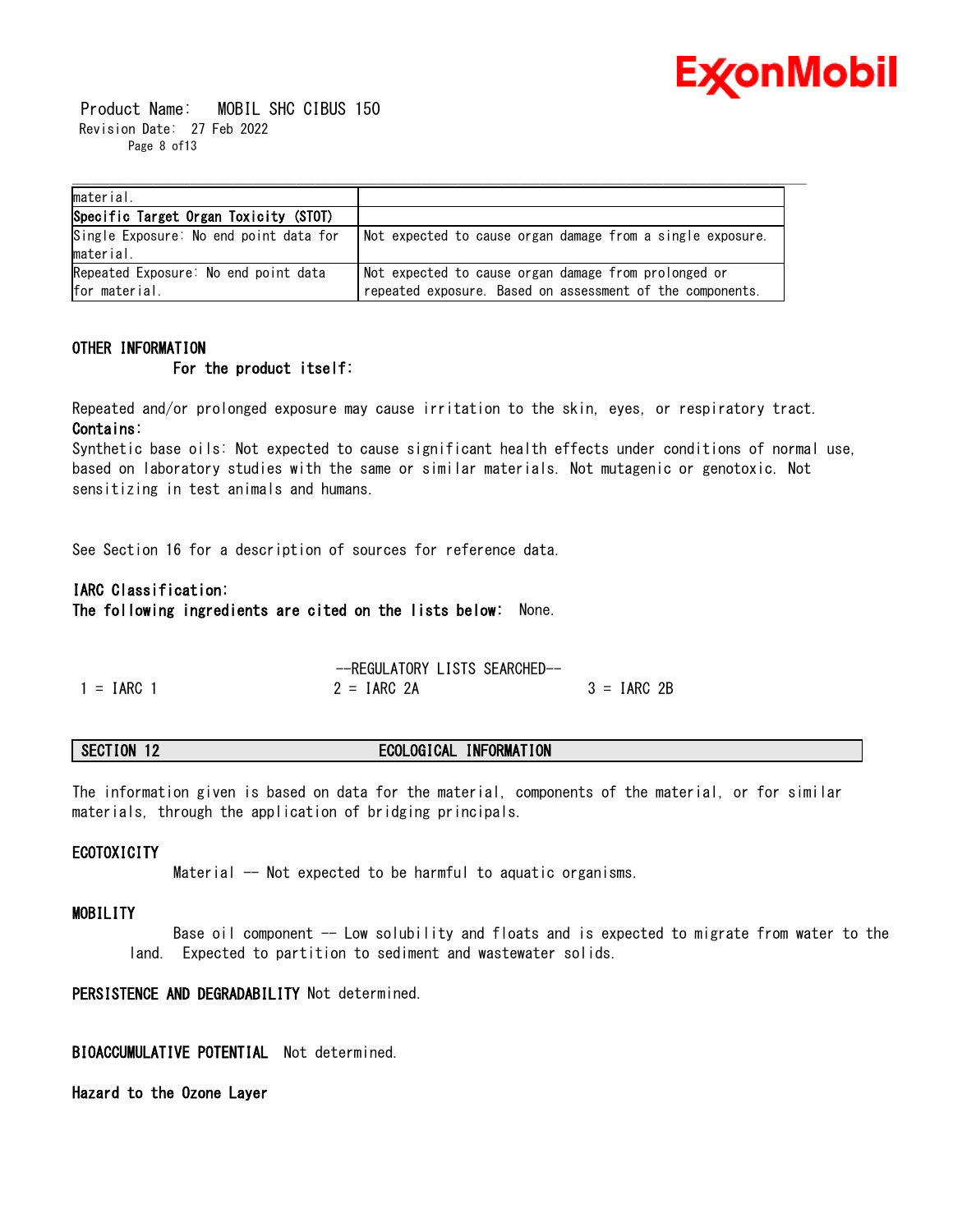| material. | |
|---|---|
| **Specific Target Organ Toxicity (STOT)** | |
| Single Exposure: No end point data for material. | Not expected to cause organ damage from a single exposure. |
| Repeated Exposure: No end point data for material. | Not expected to cause organ damage from prolonged or repeated exposure. Based on assessment of the components. |

**OTHER INFORMATION**

**For the product itself:**

Repeated and/or prolonged exposure may cause irritation to the skin, eyes, or respiratory tract.

**Contains:**

Synthetic base oils: Not expected to cause significant health effects under conditions of normal use, based on laboratory studies with the same or similar materials. Not mutagenic or genotoxic. Not sensitizing in test animals and humans.

See Section 16 for a description of sources for reference data.

**IARC Classification:**

**The following ingredients are cited on the lists below:** None.

--REGULATORY LISTS SEARCHED--

1 = IARC 1 | 2 = IARC 2A | 3 = IARC 2B

## SECTION 12 ECOLOGICAL INFORMATION

The information given is based on data for the material, components of the material, or for similar materials, through the application of bridging principals.

**ECOTOXICITY**

Material -- Not expected to be harmful to aquatic organisms.

**MOBILITY**

Base oil component -- Low solubility and floats and is expected to migrate from water to the land. Expected to partition to sediment and wastewater solids.

**PERSISTENCE AND DEGRADABILITY** Not determined.

**BIOACCUMULATIVE POTENTIAL** Not determined.

**Hazard to the Ozone Layer**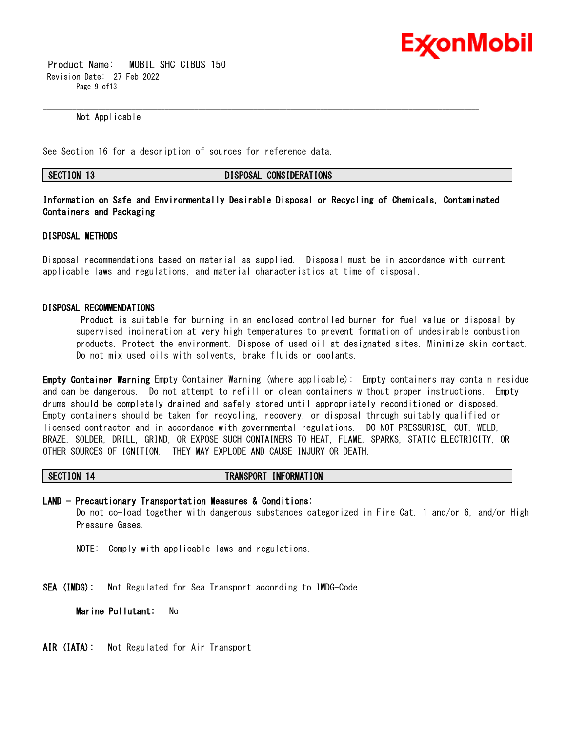Not Applicable

See Section 16 for a description of sources for reference data.

## SECTION 13 DISPOSAL CONSIDERATIONS

**Information on Safe and Environmentally Desirable Disposal or Recycling of Chemicals, Contaminated Containers and Packaging**

### DISPOSAL METHODS

Disposal recommendations based on material as supplied. Disposal must be in accordance with current applicable laws and regulations, and material characteristics at time of disposal.

### DISPOSAL RECOMMENDATIONS

Product is suitable for burning in an enclosed controlled burner for fuel value or disposal by supervised incineration at very high temperatures to prevent formation of undesirable combustion products. Protect the environment. Dispose of used oil at designated sites. Minimize skin contact. Do not mix used oils with solvents, brake fluids or coolants.

**Empty Container Warning** Empty Container Warning (where applicable): Empty containers may contain residue and can be dangerous. Do not attempt to refill or clean containers without proper instructions. Empty drums should be completely drained and safely stored until appropriately reconditioned or disposed. Empty containers should be taken for recycling, recovery, or disposal through suitably qualified or licensed contractor and in accordance with governmental regulations. DO NOT PRESSURISE, CUT, WELD, BRAZE, SOLDER, DRILL, GRIND, OR EXPOSE SUCH CONTAINERS TO HEAT, FLAME, SPARKS, STATIC ELECTRICITY, OR OTHER SOURCES OF IGNITION. THEY MAY EXPLODE AND CAUSE INJURY OR DEATH.

## SECTION 14 TRANSPORT INFORMATION

**LAND - Precautionary Transportation Measures & Conditions:**

Do not co-load together with dangerous substances categorized in Fire Cat. 1 and/or 6, and/or High Pressure Gases.

NOTE: Comply with applicable laws and regulations.

**SEA (IMDG):** Not Regulated for Sea Transport according to IMDG-Code

**Marine Pollutant:** No

**AIR (IATA):** Not Regulated for Air Transport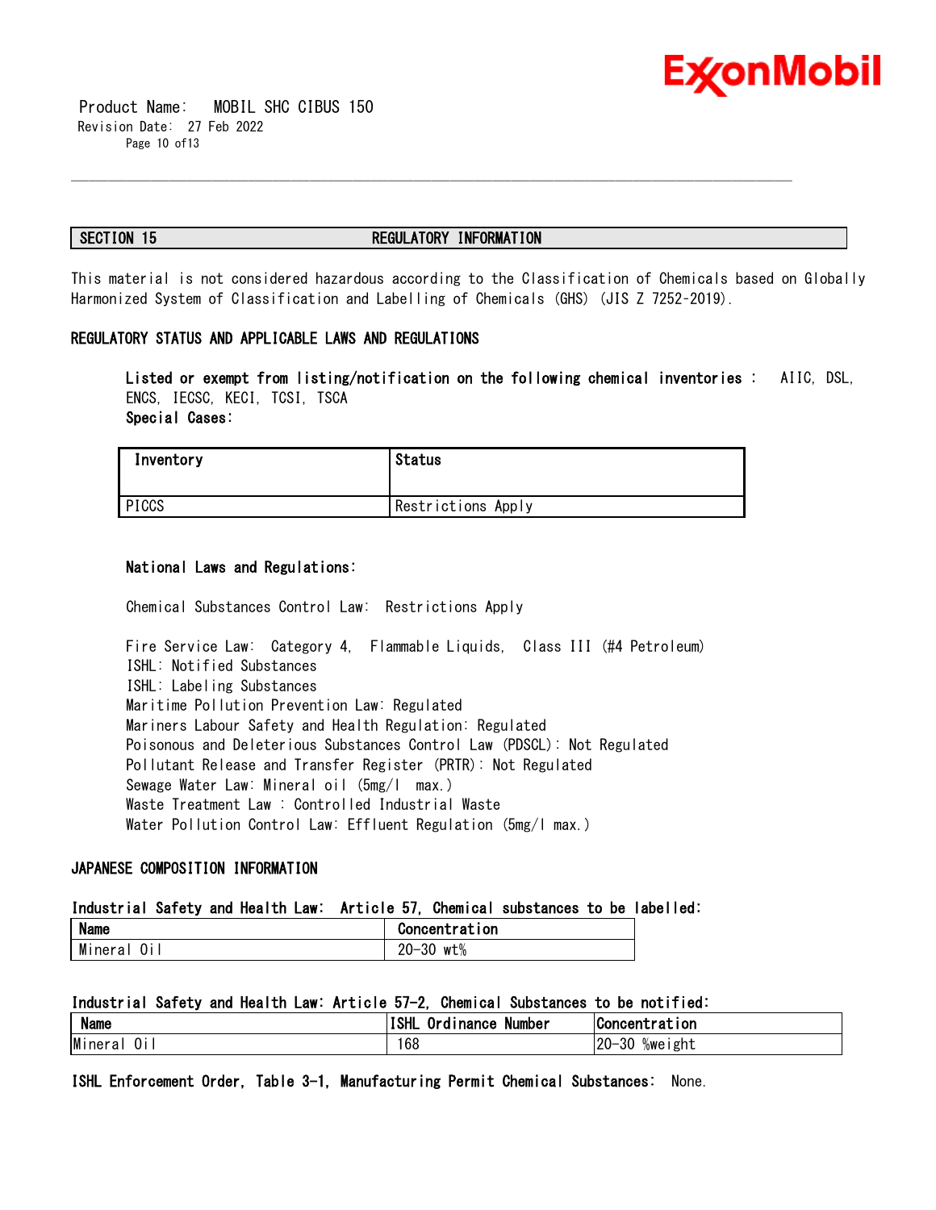## SECTION 15 REGULATORY INFORMATION

This material is not considered hazardous according to the Classification of Chemicals based on Globally Harmonized System of Classification and Labelling of Chemicals (GHS) (JIS Z 7252-2019).

### REGULATORY STATUS AND APPLICABLE LAWS AND REGULATIONS

**Listed or exempt from listing/notification on the following chemical inventories :** AIIC, DSL, ENCS, IECSC, KECI, TCSI, TSCA

**Special Cases:**

| Inventory | Status |
|---|---|
| PICCS | Restrictions Apply |

**National Laws and Regulations:**

Chemical Substances Control Law: Restrictions Apply

Fire Service Law: Category 4, Flammable Liquids, Class III (#4 Petroleum)
ISHL: Notified Substances
ISHL: Labeling Substances
Maritime Pollution Prevention Law: Regulated
Mariners Labour Safety and Health Regulation: Regulated
Poisonous and Deleterious Substances Control Law (PDSCL): Not Regulated
Pollutant Release and Transfer Register (PRTR): Not Regulated
Sewage Water Law: Mineral oil (5mg/l max.)
Waste Treatment Law : Controlled Industrial Waste
Water Pollution Control Law: Effluent Regulation (5mg/l max.)

### JAPANESE COMPOSITION INFORMATION

**Industrial Safety and Health Law: Article 57, Chemical substances to be labelled:**

| Name | Concentration |
|---|---|
| Mineral Oil | 20-30 wt% |

**Industrial Safety and Health Law: Article 57-2, Chemical Substances to be notified:**

| Name | ISHL Ordinance Number | Concentration |
|---|---|---|
| Mineral Oil | 168 | 20-30 %weight |

**ISHL Enforcement Order, Table 3-1, Manufacturing Permit Chemical Substances:** None.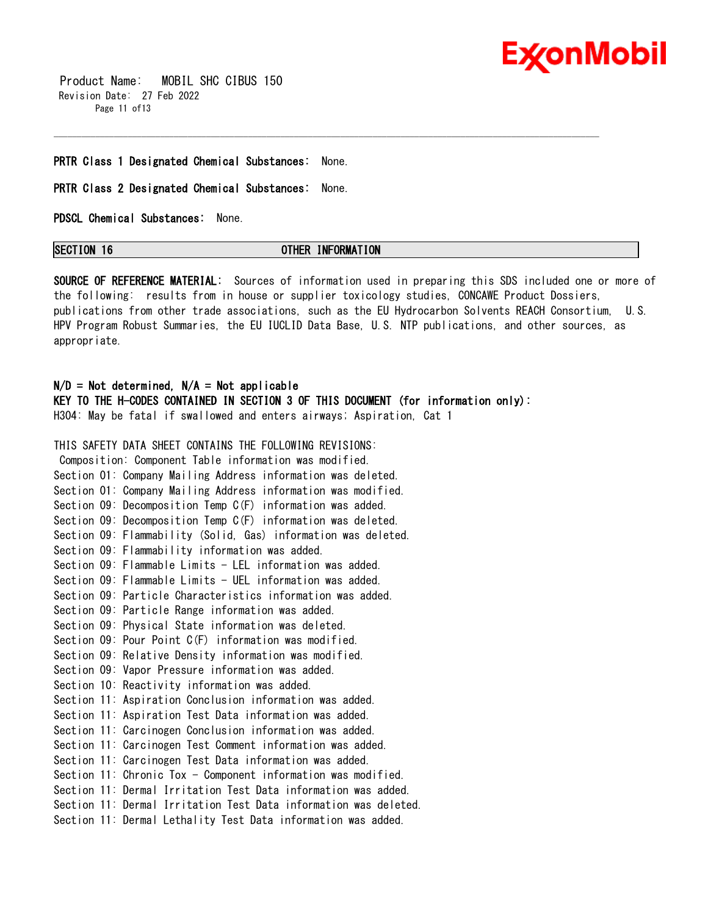**PRTR Class 1 Designated Chemical Substances:** None.

**PRTR Class 2 Designated Chemical Substances:** None.

**PDSCL Chemical Substances:** None.

## SECTION 16 OTHER INFORMATION

**SOURCE OF REFERENCE MATERIAL:** Sources of information used in preparing this SDS included one or more of the following: results from in house or supplier toxicology studies, CONCAWE Product Dossiers, publications from other trade associations, such as the EU Hydrocarbon Solvents REACH Consortium, U.S. HPV Program Robust Summaries, the EU IUCLID Data Base, U.S. NTP publications, and other sources, as appropriate.

**N/D = Not determined, N/A = Not applicable**
**KEY TO THE H-CODES CONTAINED IN SECTION 3 OF THIS DOCUMENT (for information only):**
H304: May be fatal if swallowed and enters airways; Aspiration, Cat 1

THIS SAFETY DATA SHEET CONTAINS THE FOLLOWING REVISIONS:
Composition: Component Table information was modified.
Section 01: Company Mailing Address information was deleted.
Section 01: Company Mailing Address information was modified.
Section 09: Decomposition Temp C(F) information was added.
Section 09: Decomposition Temp C(F) information was deleted.
Section 09: Flammability (Solid, Gas) information was deleted.
Section 09: Flammability information was added.
Section 09: Flammable Limits - LEL information was added.
Section 09: Flammable Limits - UEL information was added.
Section 09: Particle Characteristics information was added.
Section 09: Particle Range information was added.
Section 09: Physical State information was deleted.
Section 09: Pour Point C(F) information was modified.
Section 09: Relative Density information was modified.
Section 09: Vapor Pressure information was added.
Section 10: Reactivity information was added.
Section 11: Aspiration Conclusion information was added.
Section 11: Aspiration Test Data information was added.
Section 11: Carcinogen Conclusion information was added.
Section 11: Carcinogen Test Comment information was added.
Section 11: Carcinogen Test Data information was added.
Section 11: Chronic Tox - Component information was modified.
Section 11: Dermal Irritation Test Data information was added.
Section 11: Dermal Irritation Test Data information was deleted.
Section 11: Dermal Lethality Test Data information was added.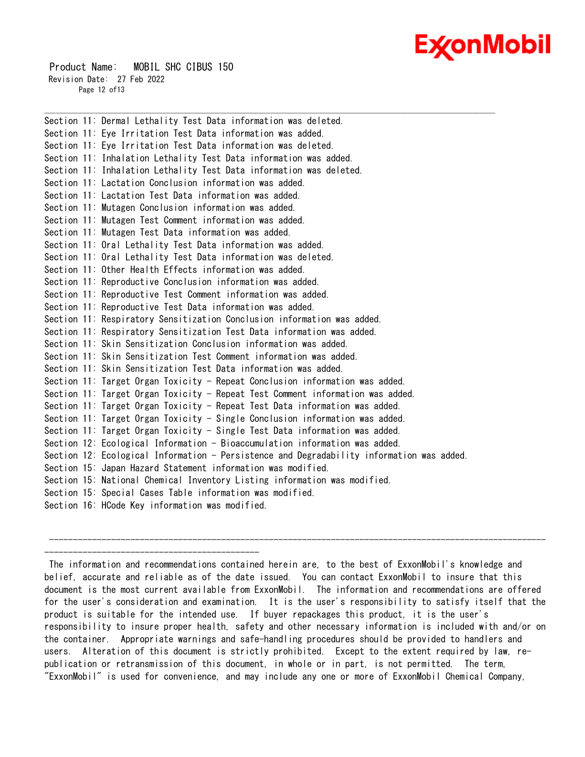Section 11: Dermal Lethality Test Data information was deleted.
Section 11: Eye Irritation Test Data information was added.
Section 11: Eye Irritation Test Data information was deleted.
Section 11: Inhalation Lethality Test Data information was added.
Section 11: Inhalation Lethality Test Data information was deleted.
Section 11: Lactation Conclusion information was added.
Section 11: Lactation Test Data information was added.
Section 11: Mutagen Conclusion information was added.
Section 11: Mutagen Test Comment information was added.
Section 11: Mutagen Test Data information was added.
Section 11: Oral Lethality Test Data information was added.
Section 11: Oral Lethality Test Data information was deleted.
Section 11: Other Health Effects information was added.
Section 11: Reproductive Conclusion information was added.
Section 11: Reproductive Test Comment information was added.
Section 11: Reproductive Test Data information was added.
Section 11: Respiratory Sensitization Conclusion information was added.
Section 11: Respiratory Sensitization Test Data information was added.
Section 11: Skin Sensitization Conclusion information was added.
Section 11: Skin Sensitization Test Comment information was added.
Section 11: Skin Sensitization Test Data information was added.
Section 11: Target Organ Toxicity - Repeat Conclusion information was added.
Section 11: Target Organ Toxicity - Repeat Test Comment information was added.
Section 11: Target Organ Toxicity - Repeat Test Data information was added.
Section 11: Target Organ Toxicity - Single Conclusion information was added.
Section 11: Target Organ Toxicity - Single Test Data information was added.
Section 12: Ecological Information - Bioaccumulation information was added.
Section 12: Ecological Information - Persistence and Degradability information was added.
Section 15: Japan Hazard Statement information was modified.
Section 15: National Chemical Inventory Listing information was modified.
Section 15: Special Cases Table information was modified.
Section 16: HCode Key information was modified.

---

The information and recommendations contained herein are, to the best of ExxonMobil's knowledge and belief, accurate and reliable as of the date issued. You can contact ExxonMobil to insure that this document is the most current available from ExxonMobil. The information and recommendations are offered for the user's consideration and examination. It is the user's responsibility to satisfy itself that the product is suitable for the intended use. If buyer repackages this product, it is the user's responsibility to insure proper health, safety and other necessary information is included with and/or on the container. Appropriate warnings and safe-handling procedures should be provided to handlers and users. Alteration of this document is strictly prohibited. Except to the extent required by law, re-publication or retransmission of this document, in whole or in part, is not permitted. The term, "ExxonMobil" is used for convenience, and may include any one or more of ExxonMobil Chemical Company,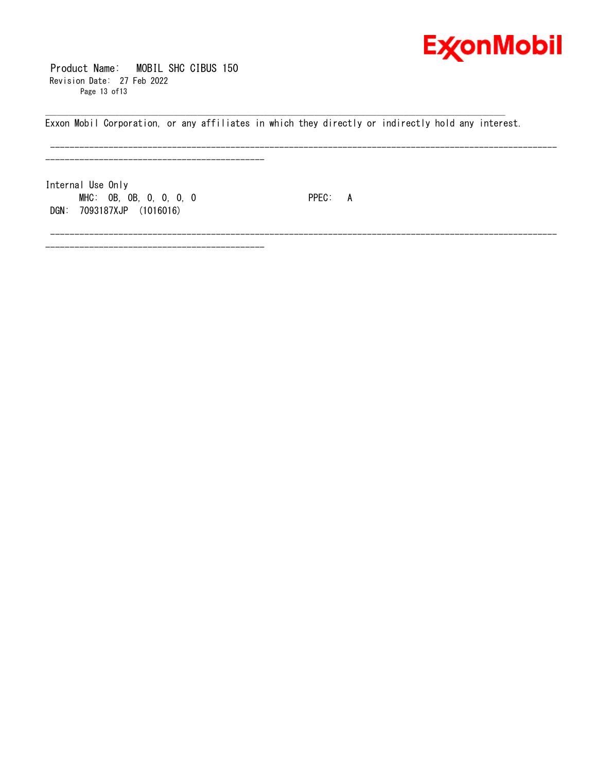Exxon Mobil Corporation, or any affiliates in which they directly or indirectly hold any interest.

---

Internal Use Only

MHC: 0B, 0B, 0, 0, 0, 0 PPEC: A

DGN: 7093187XJP (1016016)

---